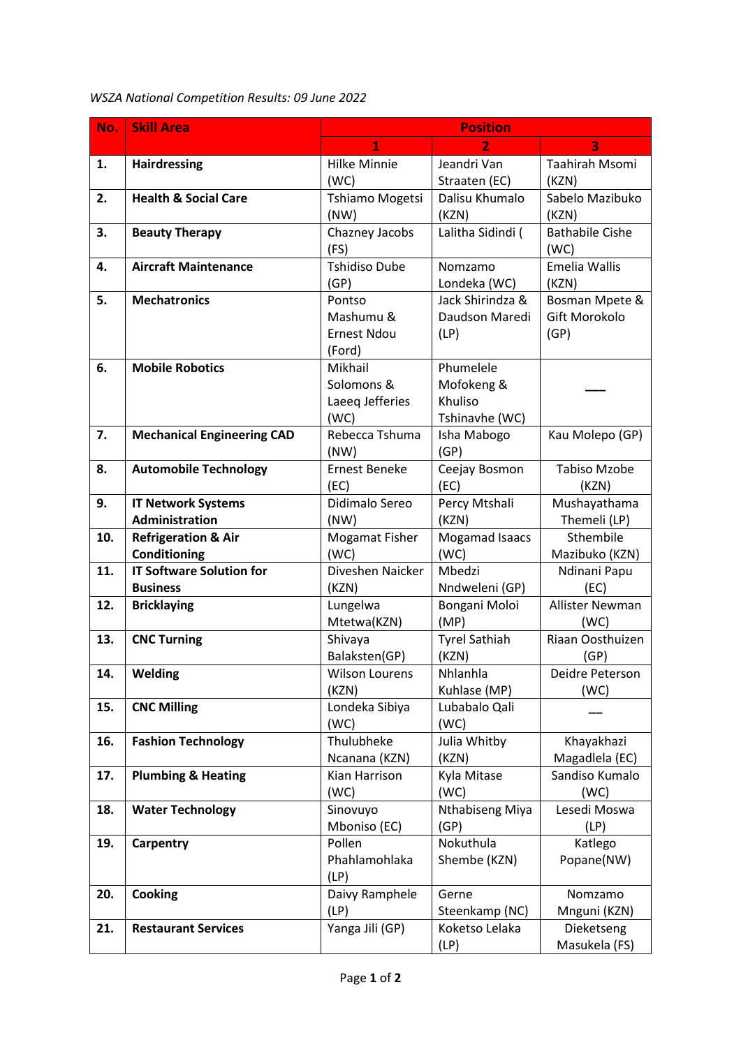*WSZA National Competition Results: 09 June 2022*

| No. | Skill Area | Position | | |
|---|---|---|---|---|
| | | 1 | 2 | 3 |
| 1. | **Hairdressing** | Hilke Minnie (WC) | Jeandri Van Straaten (EC) | Taahirah Msomi (KZN) |
| 2. | **Health & Social Care** | Tshiamo Mogetsi (NW) | Dalisu Khumalo (KZN) | Sabelo Mazibuko (KZN) |
| 3. | **Beauty Therapy** | Chazney Jacobs (FS) | Lalitha Sidindi ( | Bathabile Cishe (WC) |
| 4. | **Aircraft Maintenance** | Tshidiso Dube (GP) | Nomzamo Londeka (WC) | Emelia Wallis (KZN) |
| 5. | **Mechatronics** | Pontso Mashumu & Ernest Ndou (Ford) | Jack Shirindza & Daudson Maredi (LP) | Bosman Mpete & Gift Morokolo (GP) |
| 6. | **Mobile Robotics** | Mikhail Solomons & Laeeq Jefferies (WC) | Phumelele Mofokeng & Khuliso Tshinavhe (WC) | ___ |
| 7. | **Mechanical Engineering CAD** | Rebecca Tshuma (NW) | Isha Mabogo (GP) | Kau Molepo (GP) |
| 8. | **Automobile Technology** | Ernest Beneke (EC) | Ceejay Bosmon (EC) | Tabiso Mzobe (KZN) |
| 9. | **IT Network Systems Administration** | Didimalo Sereo (NW) | Percy Mtshali (KZN) | Mushayathama Themeli (LP) |
| 10. | **Refrigeration & Air Conditioning** | Mogamat Fisher (WC) | Mogamad Isaacs (WC) | Sthembile Mazibuko (KZN) |
| 11. | **IT Software Solution for Business** | Diveshen Naicker (KZN) | Mbedzi Nndweleni (GP) | Ndinani Papu (EC) |
| 12. | **Bricklaying** | Lungelwa Mtetwa(KZN) | Bongani Moloi (MP) | Allister Newman (WC) |
| 13. | **CNC Turning** | Shivaya Balaksten(GP) | Tyrel Sathiah (KZN) | Riaan Oosthuizen (GP) |
| 14. | **Welding** | Wilson Lourens (KZN) | Nhlanhla Kuhlase (MP) | Deidre Peterson (WC) |
| 15. | **CNC Milling** | Londeka Sibiya (WC) | Lubabalo Qali (WC) | __ |
| 16. | **Fashion Technology** | Thulubheke Ncanana (KZN) | Julia Whitby (KZN) | Khayakhazi Magadlela (EC) |
| 17. | **Plumbing & Heating** | Kian Harrison (WC) | Kyla Mitase (WC) | Sandiso Kumalo (WC) |
| 18. | **Water Technology** | Sinovuyo Mboniso (EC) | Nthabiseng Miya (GP) | Lesedi Moswa (LP) |
| 19. | **Carpentry** | Pollen Phahlamohlaka (LP) | Nokuthula Shembe (KZN) | Katlego Popane(NW) |
| 20. | **Cooking** | Daivy Ramphele (LP) | Gerne Steenkamp (NC) | Nomzamo Mnguni (KZN) |
| 21. | **Restaurant Services** | Yanga Jili (GP) | Koketso Lelaka (LP) | Dieketseng Masukela (FS) |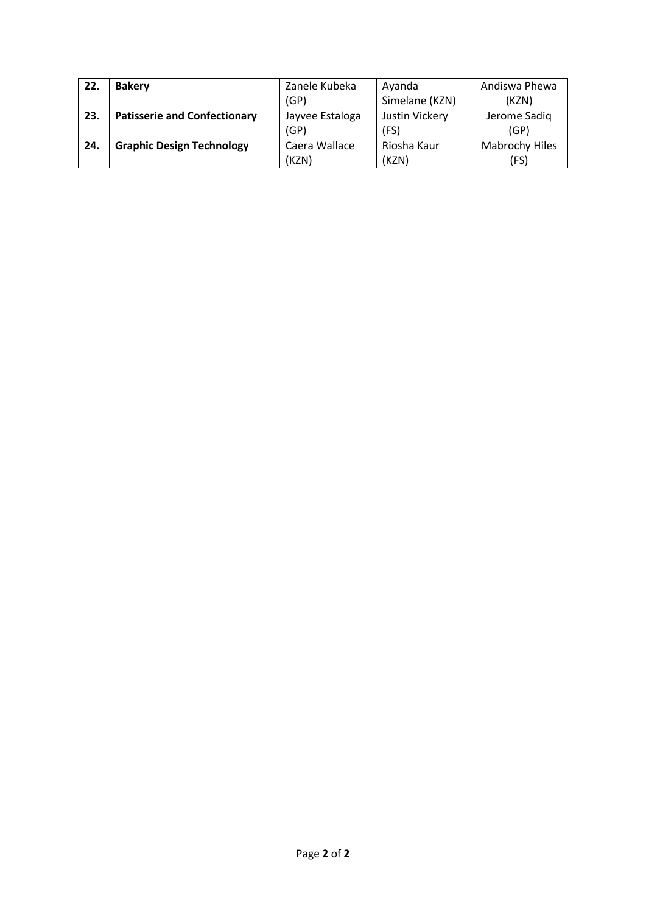| | | | | |
|---|---|---|---|---|
| **22.** | **Bakery** | Zanele Kubeka (GP) | Ayanda Simelane (KZN) | Andiswa Phewa (KZN) |
| **23.** | **Patisserie and Confectionary** | Jayvee Estaloga (GP) | Justin Vickery (FS) | Jerome Sadiq (GP) |
| **24.** | **Graphic Design Technology** | Caera Wallace (KZN) | Riosha Kaur (KZN) | Mabrochy Hiles (FS) |